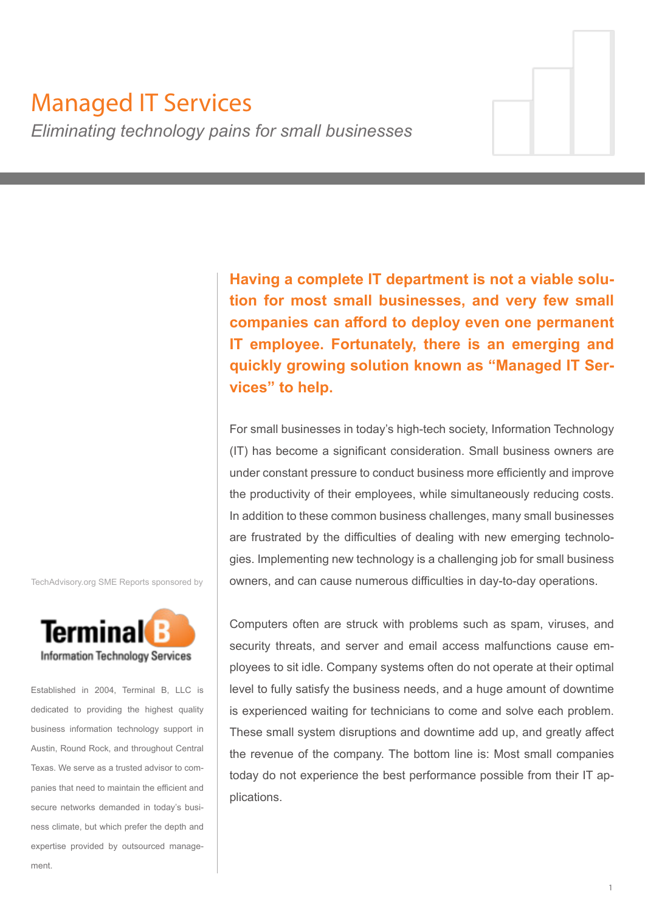# Managed IT Services

*Eliminating technology pains for small businesses*

**Having a complete IT department is not a viable solution for most small businesses, and very few small companies can afford to deploy even one permanent IT employee. Fortunately, there is an emerging and quickly growing solution known as "Managed IT Services" to help.**

For small businesses in today's high-tech society, Information Technology (IT) has become a significant consideration. Small business owners are under constant pressure to conduct business more efficiently and improve the productivity of their employees, while simultaneously reducing costs. In addition to these common business challenges, many small businesses are frustrated by the difficulties of dealing with new emerging technologies. Implementing new technology is a challenging job for small business owners, and can cause numerous difficulties in day-to-day operations.

Computers often are struck with problems such as spam, viruses, and security threats, and server and email access malfunctions cause employees to sit idle. Company systems often do not operate at their optimal level to fully satisfy the business needs, and a huge amount of downtime is experienced waiting for technicians to come and solve each problem. These small system disruptions and downtime add up, and greatly affect the revenue of the company. The bottom line is: Most small companies today do not experience the best performance possible from their IT applications.

TechAdvisory.org SME Reports sponsored by

**Terminal B**
Information Technology Services

Established in 2004, Terminal B, LLC is dedicated to providing the highest quality business information technology support in Austin, Round Rock, and throughout Central Texas. We serve as a trusted advisor to companies that need to maintain the efficient and secure networks demanded in today's business climate, but which prefer the depth and expertise provided by outsourced management.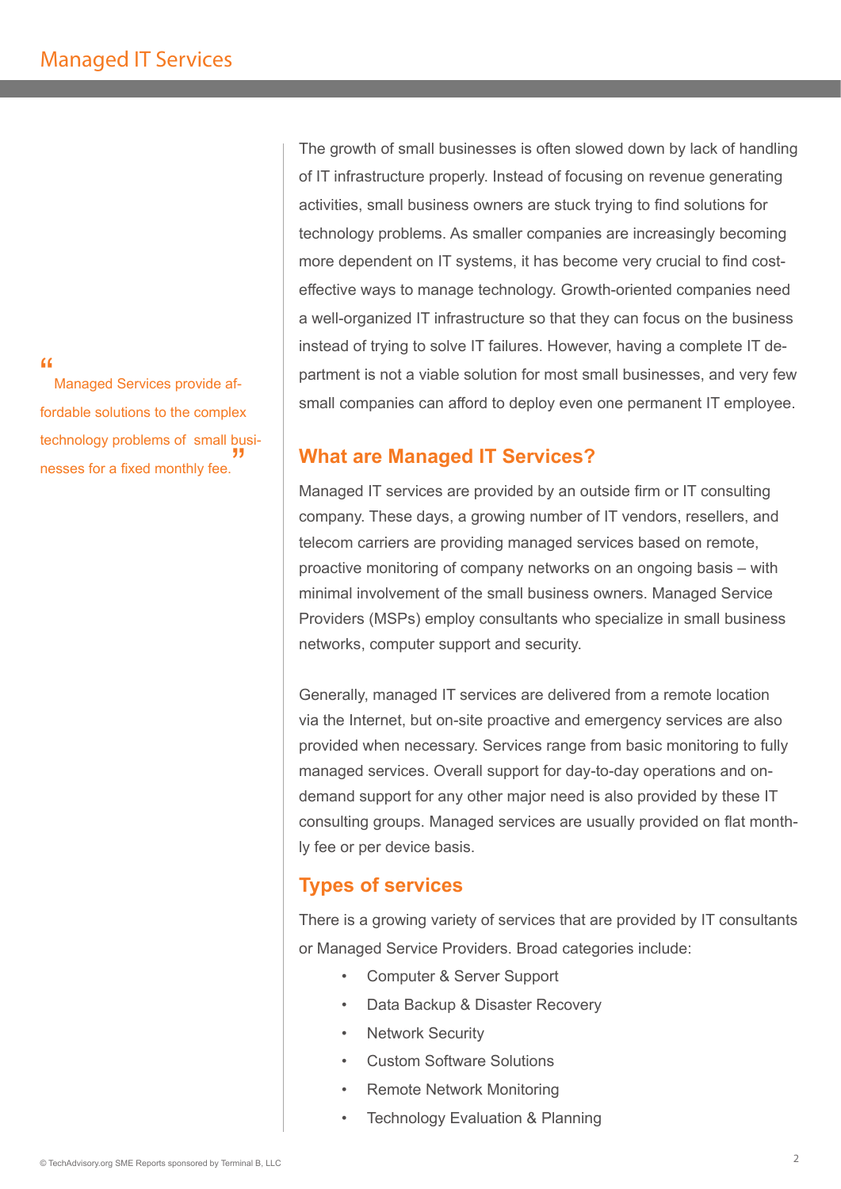> "Managed Services provide affordable solutions to the complex technology problems of small businesses for a fixed monthly fee."

The growth of small businesses is often slowed down by lack of handling of IT infrastructure properly. Instead of focusing on revenue generating activities, small business owners are stuck trying to find solutions for technology problems. As smaller companies are increasingly becoming more dependent on IT systems, it has become very crucial to find cost-effective ways to manage technology. Growth-oriented companies need a well-organized IT infrastructure so that they can focus on the business instead of trying to solve IT failures. However, having a complete IT department is not a viable solution for most small businesses, and very few small companies can afford to deploy even one permanent IT employee.

## What are Managed IT Services?

Managed IT services are provided by an outside firm or IT consulting company. These days, a growing number of IT vendors, resellers, and telecom carriers are providing managed services based on remote, proactive monitoring of company networks on an ongoing basis – with minimal involvement of the small business owners. Managed Service Providers (MSPs) employ consultants who specialize in small business networks, computer support and security.

Generally, managed IT services are delivered from a remote location via the Internet, but on-site proactive and emergency services are also provided when necessary. Services range from basic monitoring to fully managed services. Overall support for day-to-day operations and on-demand support for any other major need is also provided by these IT consulting groups. Managed services are usually provided on flat monthly fee or per device basis.

## Types of services

There is a growing variety of services that are provided by IT consultants or Managed Service Providers. Broad categories include:

- Computer & Server Support
- Data Backup & Disaster Recovery
- Network Security
- Custom Software Solutions
- Remote Network Monitoring
- Technology Evaluation & Planning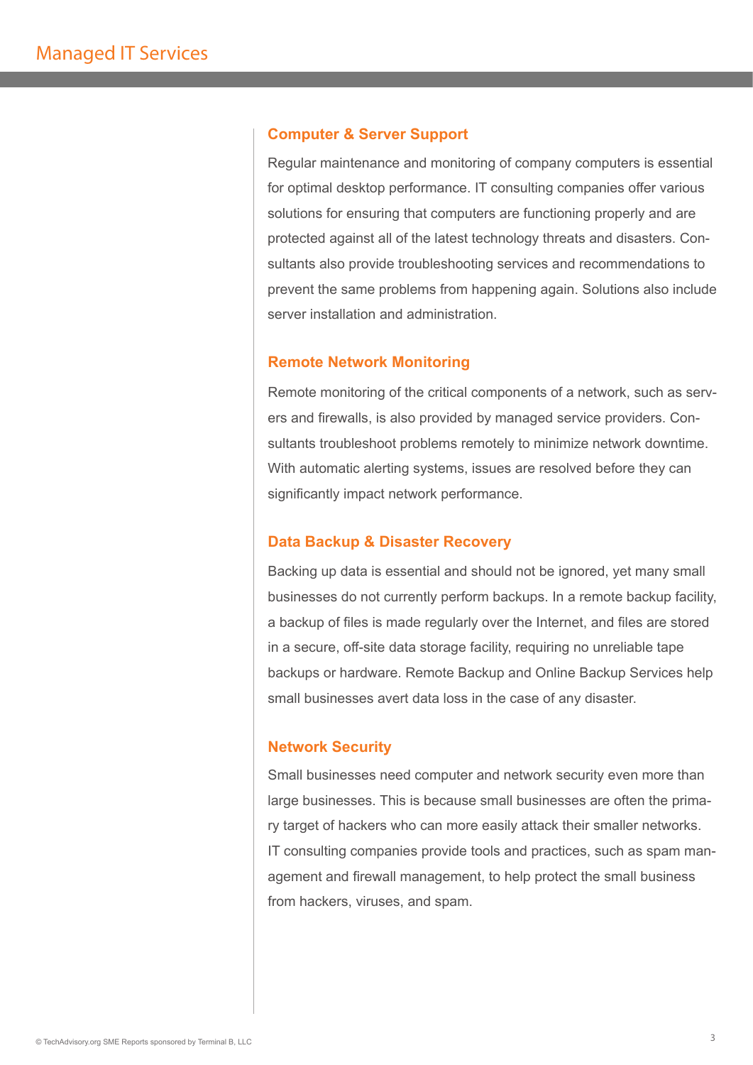## Computer & Server Support

Regular maintenance and monitoring of company computers is essential for optimal desktop performance. IT consulting companies offer various solutions for ensuring that computers are functioning properly and are protected against all of the latest technology threats and disasters. Consultants also provide troubleshooting services and recommendations to prevent the same problems from happening again. Solutions also include server installation and administration.

## Remote Network Monitoring

Remote monitoring of the critical components of a network, such as servers and firewalls, is also provided by managed service providers. Consultants troubleshoot problems remotely to minimize network downtime. With automatic alerting systems, issues are resolved before they can significantly impact network performance.

## Data Backup & Disaster Recovery

Backing up data is essential and should not be ignored, yet many small businesses do not currently perform backups. In a remote backup facility, a backup of files is made regularly over the Internet, and files are stored in a secure, off-site data storage facility, requiring no unreliable tape backups or hardware. Remote Backup and Online Backup Services help small businesses avert data loss in the case of any disaster.

## Network Security

Small businesses need computer and network security even more than large businesses. This is because small businesses are often the primary target of hackers who can more easily attack their smaller networks. IT consulting companies provide tools and practices, such as spam management and firewall management, to help protect the small business from hackers, viruses, and spam.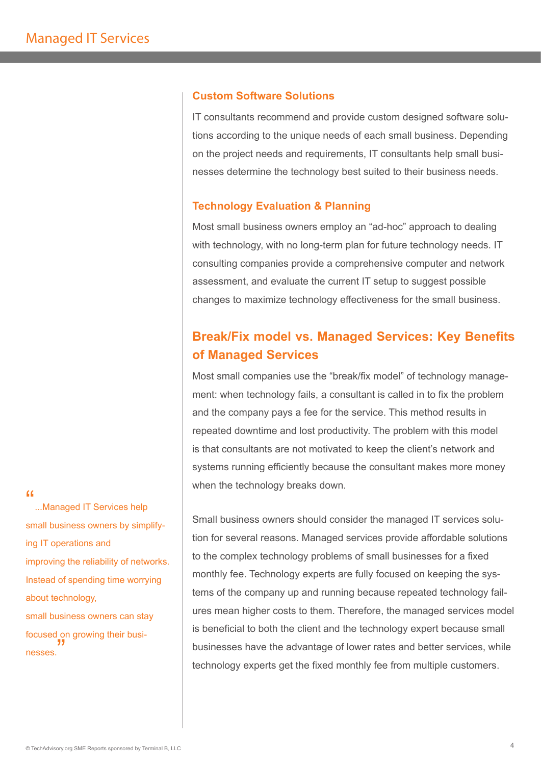### Custom Software Solutions

IT consultants recommend and provide custom designed software solutions according to the unique needs of each small business. Depending on the project needs and requirements, IT consultants help small businesses determine the technology best suited to their business needs.

### Technology Evaluation & Planning

Most small business owners employ an "ad-hoc" approach to dealing with technology, with no long-term plan for future technology needs. IT consulting companies provide a comprehensive computer and network assessment, and evaluate the current IT setup to suggest possible changes to maximize technology effectiveness for the small business.

## Break/Fix model vs. Managed Services: Key Benefits of Managed Services

Most small companies use the "break/fix model" of technology management: when technology fails, a consultant is called in to fix the problem and the company pays a fee for the service. This method results in repeated downtime and lost productivity. The problem with this model is that consultants are not motivated to keep the client's network and systems running efficiently because the consultant makes more money when the technology breaks down.

Small business owners should consider the managed IT services solution for several reasons. Managed services provide affordable solutions to the complex technology problems of small businesses for a fixed monthly fee. Technology experts are fully focused on keeping the systems of the company up and running because repeated technology failures mean higher costs to them. Therefore, the managed services model is beneficial to both the client and the technology expert because small businesses have the advantage of lower rates and better services, while technology experts get the fixed monthly fee from multiple customers.

> "...Managed IT Services help small business owners by simplifying IT operations and improving the reliability of networks. Instead of spending time worrying about technology, small business owners can stay focused on growing their businesses."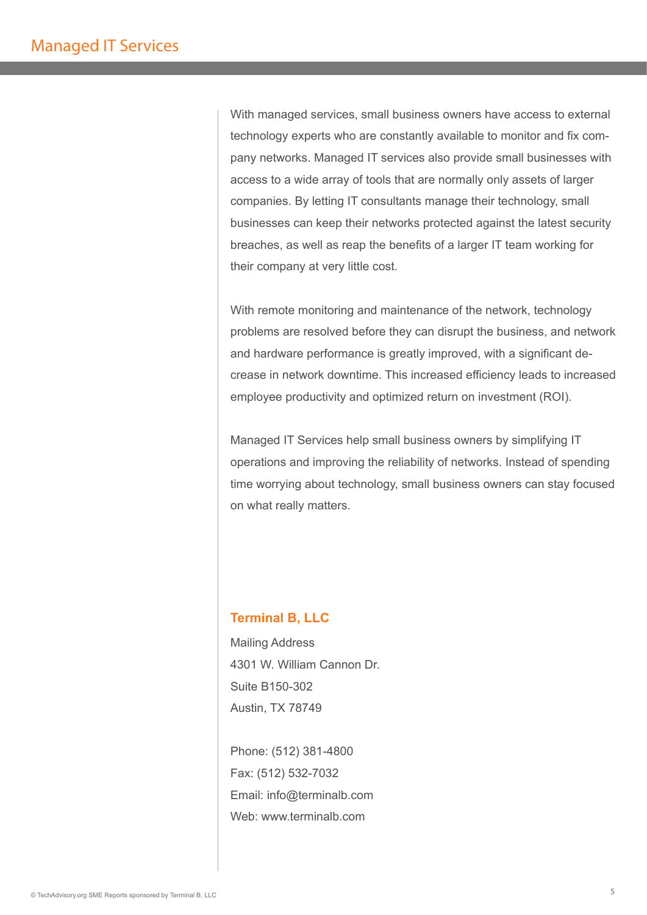With managed services, small business owners have access to external technology experts who are constantly available to monitor and fix company networks. Managed IT services also provide small businesses with access to a wide array of tools that are normally only assets of larger companies. By letting IT consultants manage their technology, small businesses can keep their networks protected against the latest security breaches, as well as reap the benefits of a larger IT team working for their company at very little cost.

With remote monitoring and maintenance of the network, technology problems are resolved before they can disrupt the business, and network and hardware performance is greatly improved, with a significant decrease in network downtime. This increased efficiency leads to increased employee productivity and optimized return on investment (ROI).

Managed IT Services help small business owners by simplifying IT operations and improving the reliability of networks. Instead of spending time worrying about technology, small business owners can stay focused on what really matters.

**Terminal B, LLC**

Mailing Address
4301 W. William Cannon Dr.
Suite B150-302
Austin, TX 78749

Phone: (512) 381-4800
Fax: (512) 532-7032
Email: info@terminalb.com
Web: www.terminalb.com